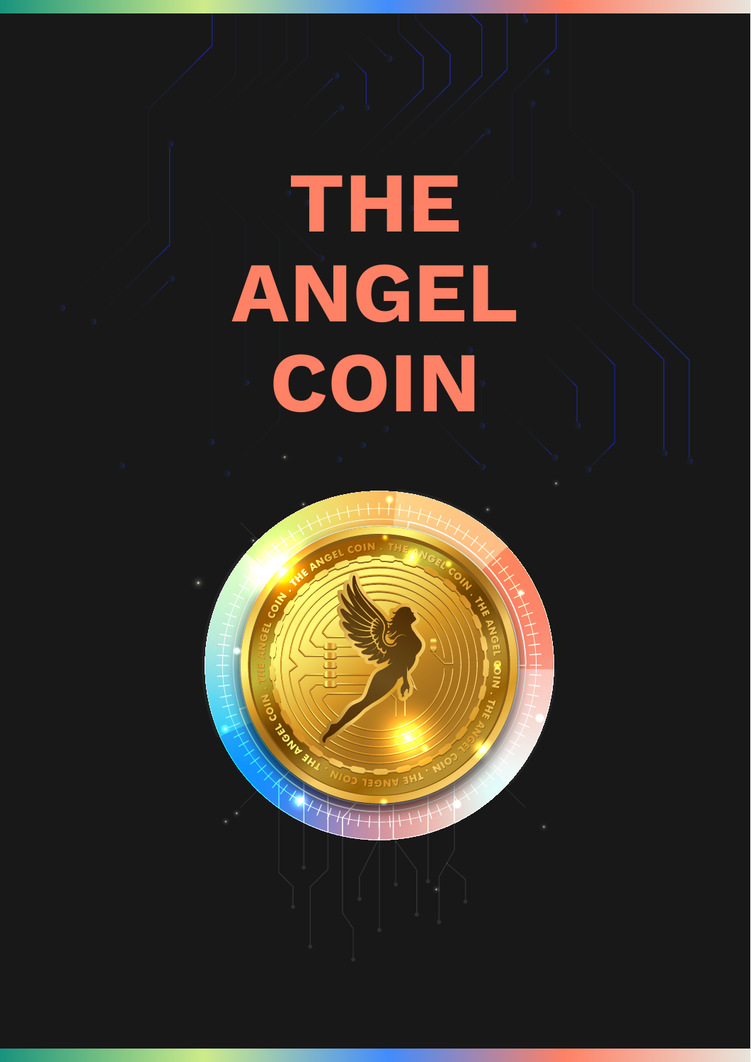# THE ANGEL COIN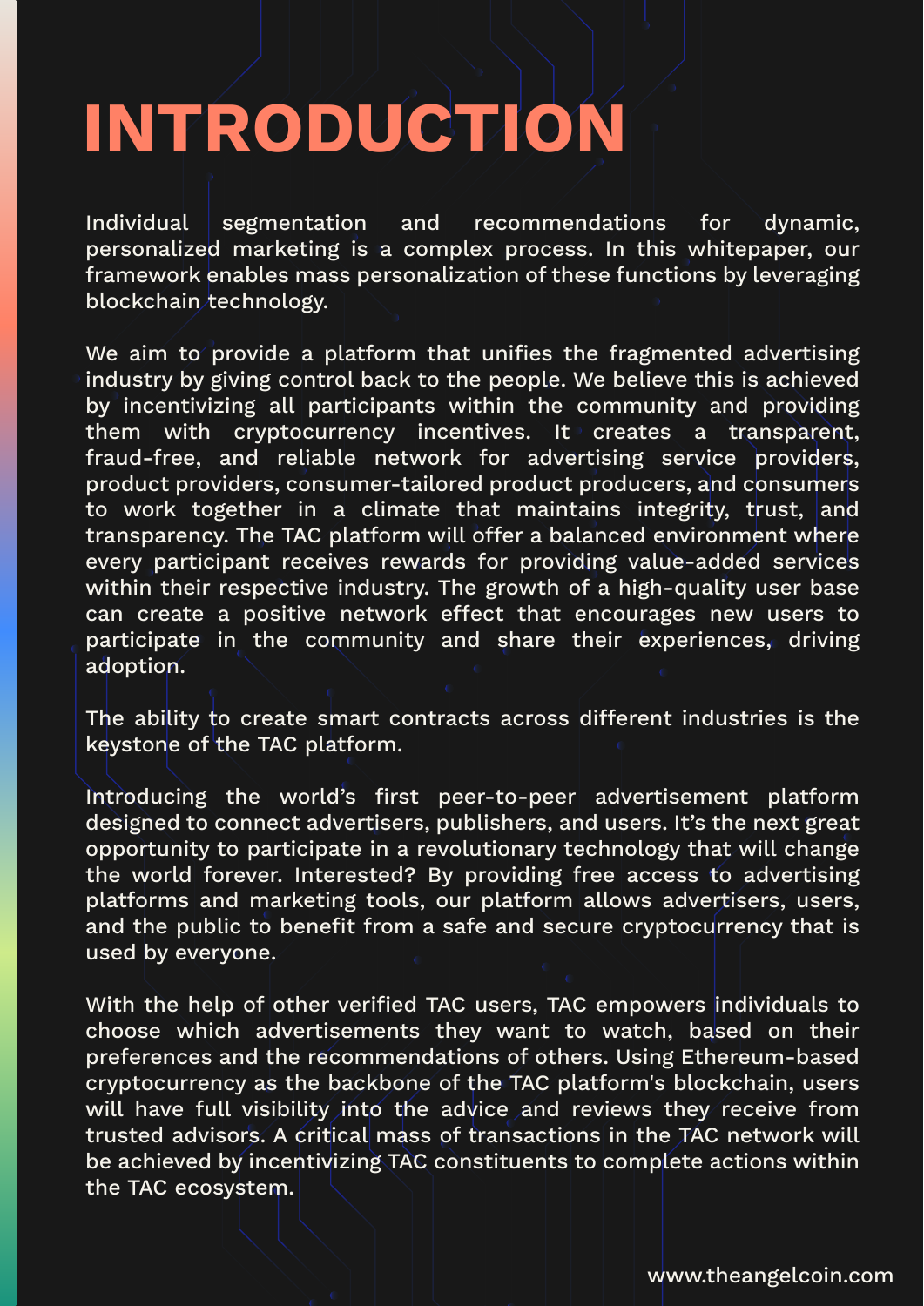# INTRODUCTION

Individual segmentation and recommendations for dynamic, personalized marketing is a complex process. In this whitepaper, our framework enables mass personalization of these functions by leveraging blockchain technology.

We aim to provide a platform that unifies the fragmented advertising industry by giving control back to the people. We believe this is achieved by incentivizing all participants within the community and providing them with cryptocurrency incentives. It creates a transparent, fraud-free, and reliable network for advertising service providers, product providers, consumer-tailored product producers, and consumers to work together in a climate that maintains integrity, trust, and transparency. The TAC platform will offer a balanced environment where every participant receives rewards for providing value-added services within their respective industry. The growth of a high-quality user base can create a positive network effect that encourages new users to participate in the community and share their experiences, driving adoption.

The ability to create smart contracts across different industries is the keystone of the TAC platform.

Introducing the world's first peer-to-peer advertisement platform designed to connect advertisers, publishers, and users. It's the next great opportunity to participate in a revolutionary technology that will change the world forever. Interested? By providing free access to advertising platforms and marketing tools, our platform allows advertisers, users, and the public to benefit from a safe and secure cryptocurrency that is used by everyone.

With the help of other verified TAC users, TAC empowers individuals to choose which advertisements they want to watch, based on their preferences and the recommendations of others. Using Ethereum-based cryptocurrency as the backbone of the TAC platform's blockchain, users will have full visibility into the advice and reviews they receive from trusted advisors. A critical mass of transactions in the TAC network will be achieved by incentivizing TAC constituents to complete actions within the TAC ecosystem.

www.theangelcoin.com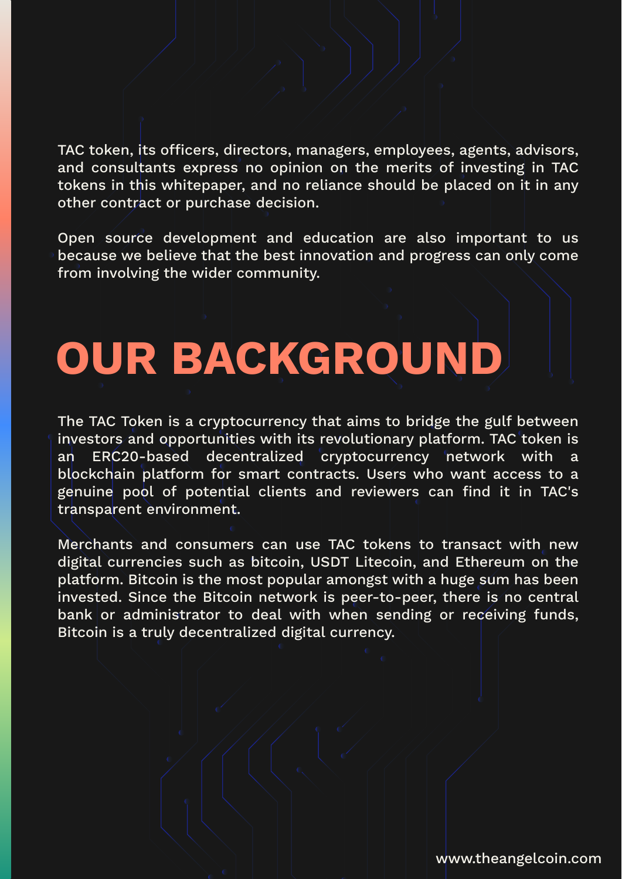TAC token, its officers, directors, managers, employees, agents, advisors, and consultants express no opinion on the merits of investing in TAC tokens in this whitepaper, and no reliance should be placed on it in any other contract or purchase decision.

Open source development and education are also important to us because we believe that the best innovation and progress can only come from involving the wider community.

# OUR BACKGROUND

The TAC Token is a cryptocurrency that aims to bridge the gulf between investors and opportunities with its revolutionary platform. TAC token is an ERC20-based decentralized cryptocurrency network with a blockchain platform for smart contracts. Users who want access to a genuine pool of potential clients and reviewers can find it in TAC's transparent environment.

Merchants and consumers can use TAC tokens to transact with new digital currencies such as bitcoin, USDT Litecoin, and Ethereum on the platform. Bitcoin is the most popular amongst with a huge sum has been invested. Since the Bitcoin network is peer-to-peer, there is no central bank or administrator to deal with when sending or receiving funds, Bitcoin is a truly decentralized digital currency.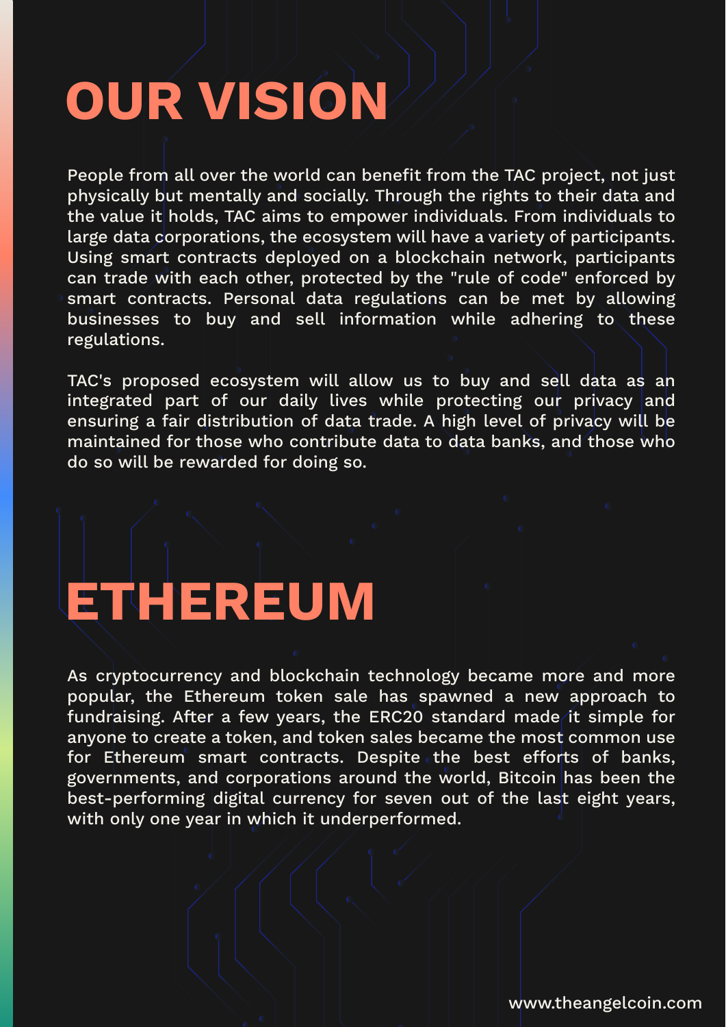# OUR VISION

People from all over the world can benefit from the TAC project, not just physically but mentally and socially. Through the rights to their data and the value it holds, TAC aims to empower individuals. From individuals to large data corporations, the ecosystem will have a variety of participants. Using smart contracts deployed on a blockchain network, participants can trade with each other, protected by the "rule of code" enforced by smart contracts. Personal data regulations can be met by allowing businesses to buy and sell information while adhering to these regulations.

TAC's proposed ecosystem will allow us to buy and sell data as an integrated part of our daily lives while protecting our privacy and ensuring a fair distribution of data trade. A high level of privacy will be maintained for those who contribute data to data banks, and those who do so will be rewarded for doing so.

# ETHEREUM

As cryptocurrency and blockchain technology became more and more popular, the Ethereum token sale has spawned a new approach to fundraising. After a few years, the ERC20 standard made it simple for anyone to create a token, and token sales became the most common use for Ethereum smart contracts. Despite the best efforts of banks, governments, and corporations around the world, Bitcoin has been the best-performing digital currency for seven out of the last eight years, with only one year in which it underperformed.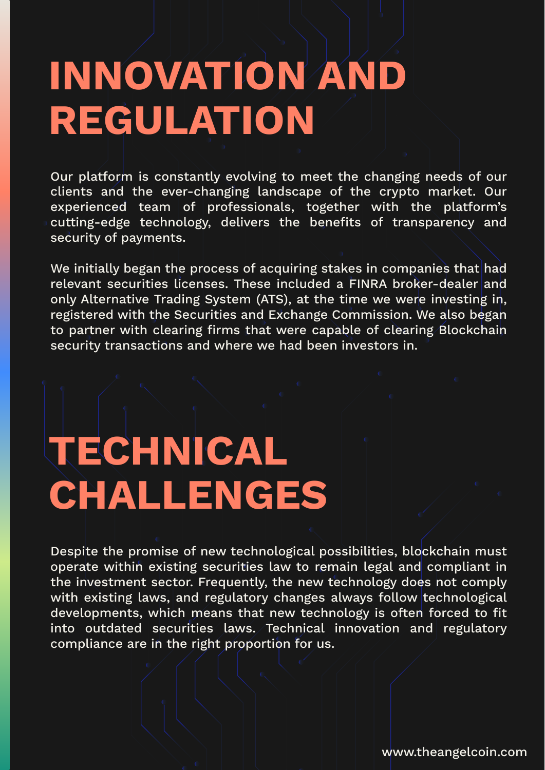# INNOVATION AND REGULATION

Our platform is constantly evolving to meet the changing needs of our clients and the ever-changing landscape of the crypto market. Our experienced team of professionals, together with the platform's cutting-edge technology, delivers the benefits of transparency and security of payments.

We initially began the process of acquiring stakes in companies that had relevant securities licenses. These included a FINRA broker-dealer and only Alternative Trading System (ATS), at the time we were investing in, registered with the Securities and Exchange Commission. We also began to partner with clearing firms that were capable of clearing Blockchain security transactions and where we had been investors in.

# TECHNICAL CHALLENGES

Despite the promise of new technological possibilities, blockchain must operate within existing securities law to remain legal and compliant in the investment sector. Frequently, the new technology does not comply with existing laws, and regulatory changes always follow technological developments, which means that new technology is often forced to fit into outdated securities laws. Technical innovation and regulatory compliance are in the right proportion for us.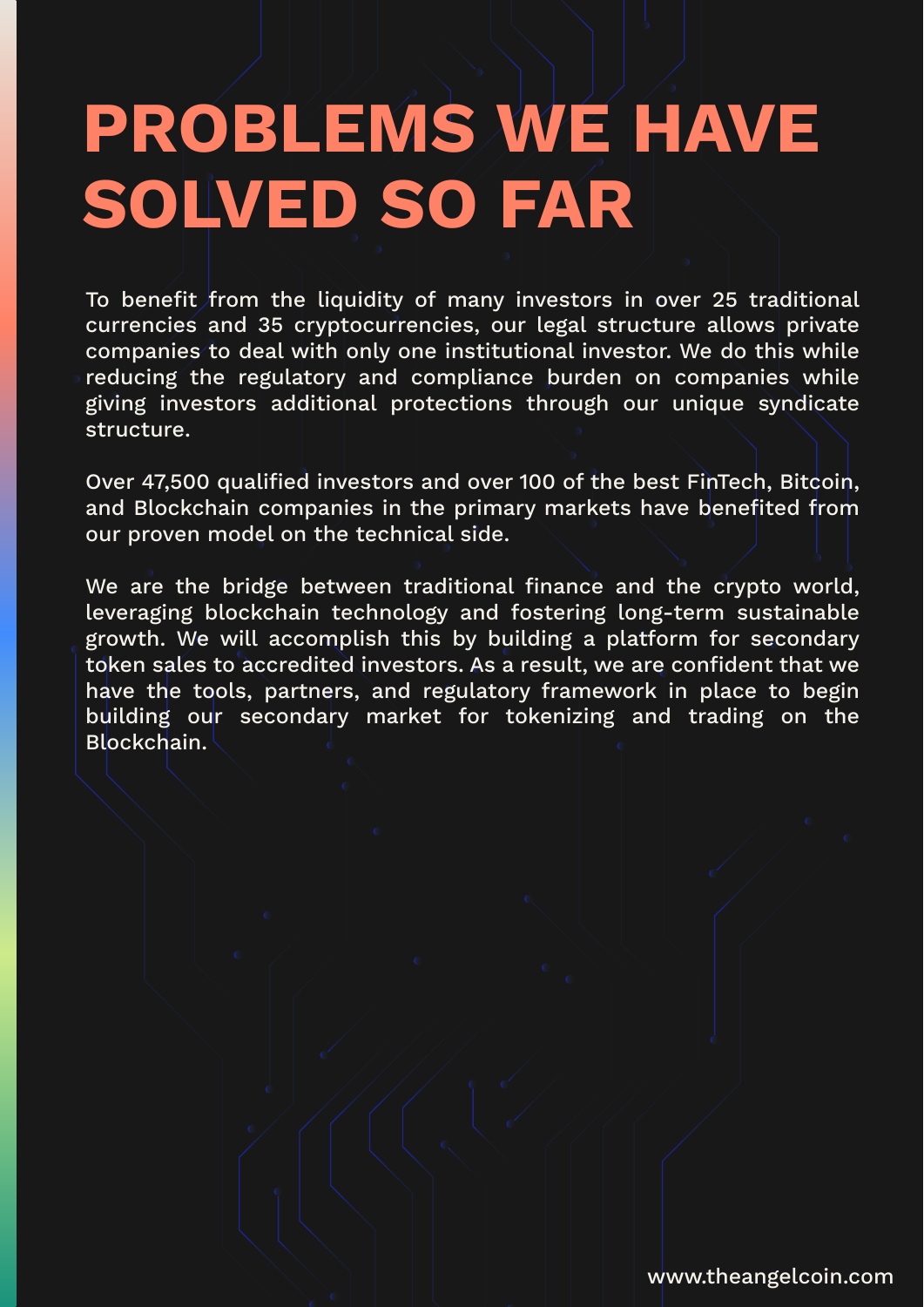# PROBLEMS WE HAVE SOLVED SO FAR

To benefit from the liquidity of many investors in over 25 traditional currencies and 35 cryptocurrencies, our legal structure allows private companies to deal with only one institutional investor. We do this while reducing the regulatory and compliance burden on companies while giving investors additional protections through our unique syndicate structure.

Over 47,500 qualified investors and over 100 of the best FinTech, Bitcoin, and Blockchain companies in the primary markets have benefited from our proven model on the technical side.

We are the bridge between traditional finance and the crypto world, leveraging blockchain technology and fostering long-term sustainable growth. We will accomplish this by building a platform for secondary token sales to accredited investors. As a result, we are confident that we have the tools, partners, and regulatory framework in place to begin building our secondary market for tokenizing and trading on the Blockchain.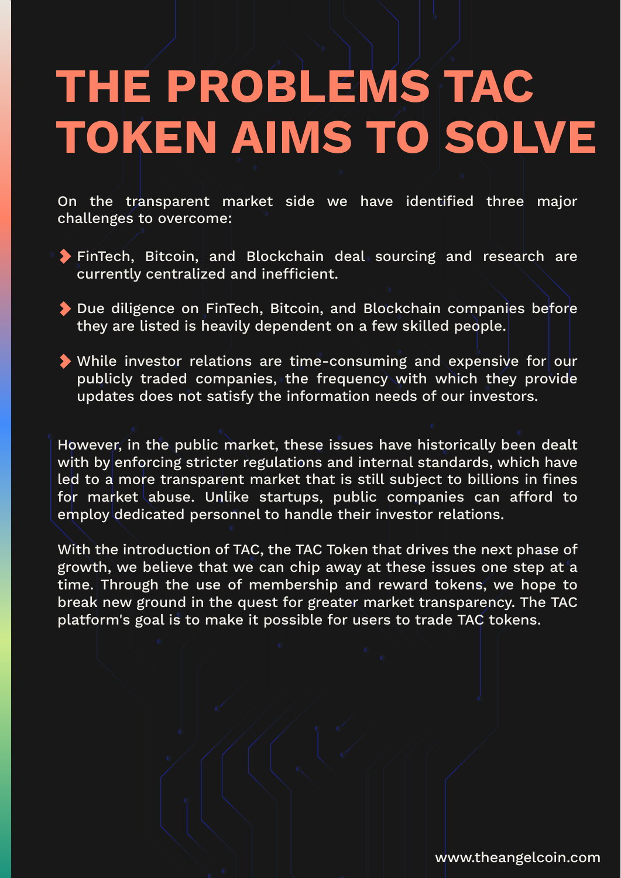# THE PROBLEMS TAC TOKEN AIMS TO SOLVE

On the transparent market side we have identified three major challenges to overcome:

- FinTech, Bitcoin, and Blockchain deal sourcing and research are currently centralized and inefficient.
- Due diligence on FinTech, Bitcoin, and Blockchain companies before they are listed is heavily dependent on a few skilled people.
- While investor relations are time-consuming and expensive for our publicly traded companies, the frequency with which they provide updates does not satisfy the information needs of our investors.

However, in the public market, these issues have historically been dealt with by enforcing stricter regulations and internal standards, which have led to a more transparent market that is still subject to billions in fines for market abuse. Unlike startups, public companies can afford to employ dedicated personnel to handle their investor relations.

With the introduction of TAC, the TAC Token that drives the next phase of growth, we believe that we can chip away at these issues one step at a time. Through the use of membership and reward tokens, we hope to break new ground in the quest for greater market transparency. The TAC platform's goal is to make it possible for users to trade TAC tokens.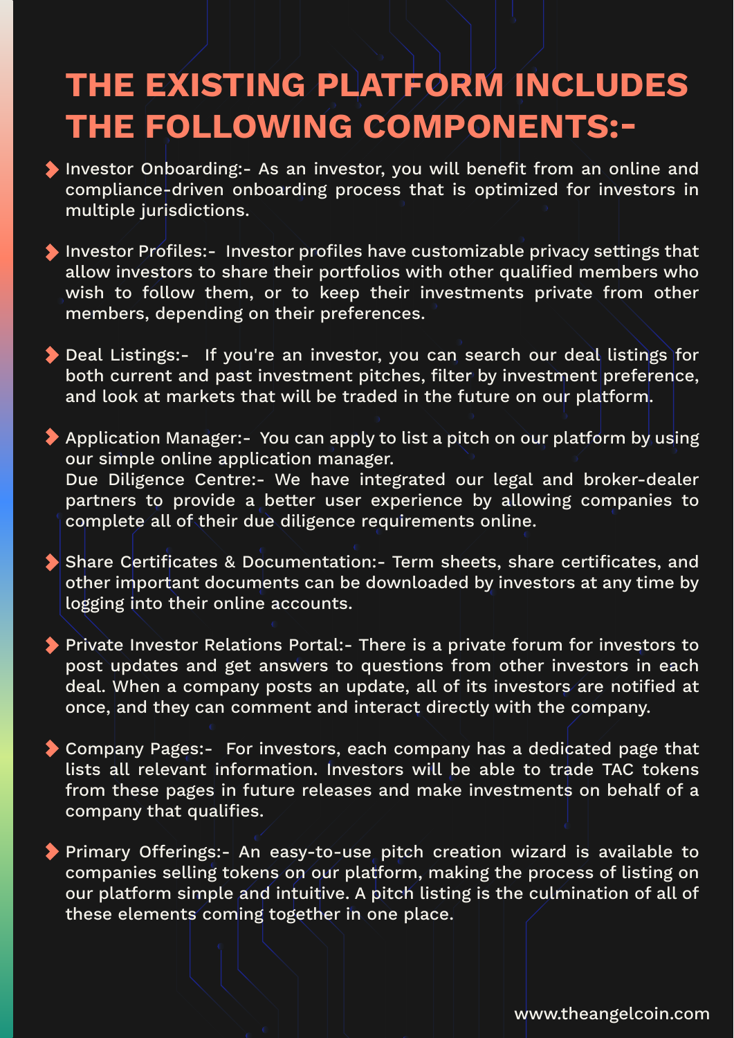# THE EXISTING PLATFORM INCLUDES THE FOLLOWING COMPONENTS:-

- Investor Onboarding:- As an investor, you will benefit from an online and compliance-driven onboarding process that is optimized for investors in multiple jurisdictions.

- Investor Profiles:- Investor profiles have customizable privacy settings that allow investors to share their portfolios with other qualified members who wish to follow them, or to keep their investments private from other members, depending on their preferences.

- Deal Listings:- If you're an investor, you can search our deal listings for both current and past investment pitches, filter by investment preference, and look at markets that will be traded in the future on our platform.

- Application Manager:- You can apply to list a pitch on our platform by using our simple online application manager.
  Due Diligence Centre:- We have integrated our legal and broker-dealer partners to provide a better user experience by allowing companies to complete all of their due diligence requirements online.

- Share Certificates & Documentation:- Term sheets, share certificates, and other important documents can be downloaded by investors at any time by logging into their online accounts.

- Private Investor Relations Portal:- There is a private forum for investors to post updates and get answers to questions from other investors in each deal. When a company posts an update, all of its investors are notified at once, and they can comment and interact directly with the company.

- Company Pages:- For investors, each company has a dedicated page that lists all relevant information. Investors will be able to trade TAC tokens from these pages in future releases and make investments on behalf of a company that qualifies.

- Primary Offerings:- An easy-to-use pitch creation wizard is available to companies selling tokens on our platform, making the process of listing on our platform simple and intuitive. A pitch listing is the culmination of all of these elements coming together in one place.

www.theangelcoin.com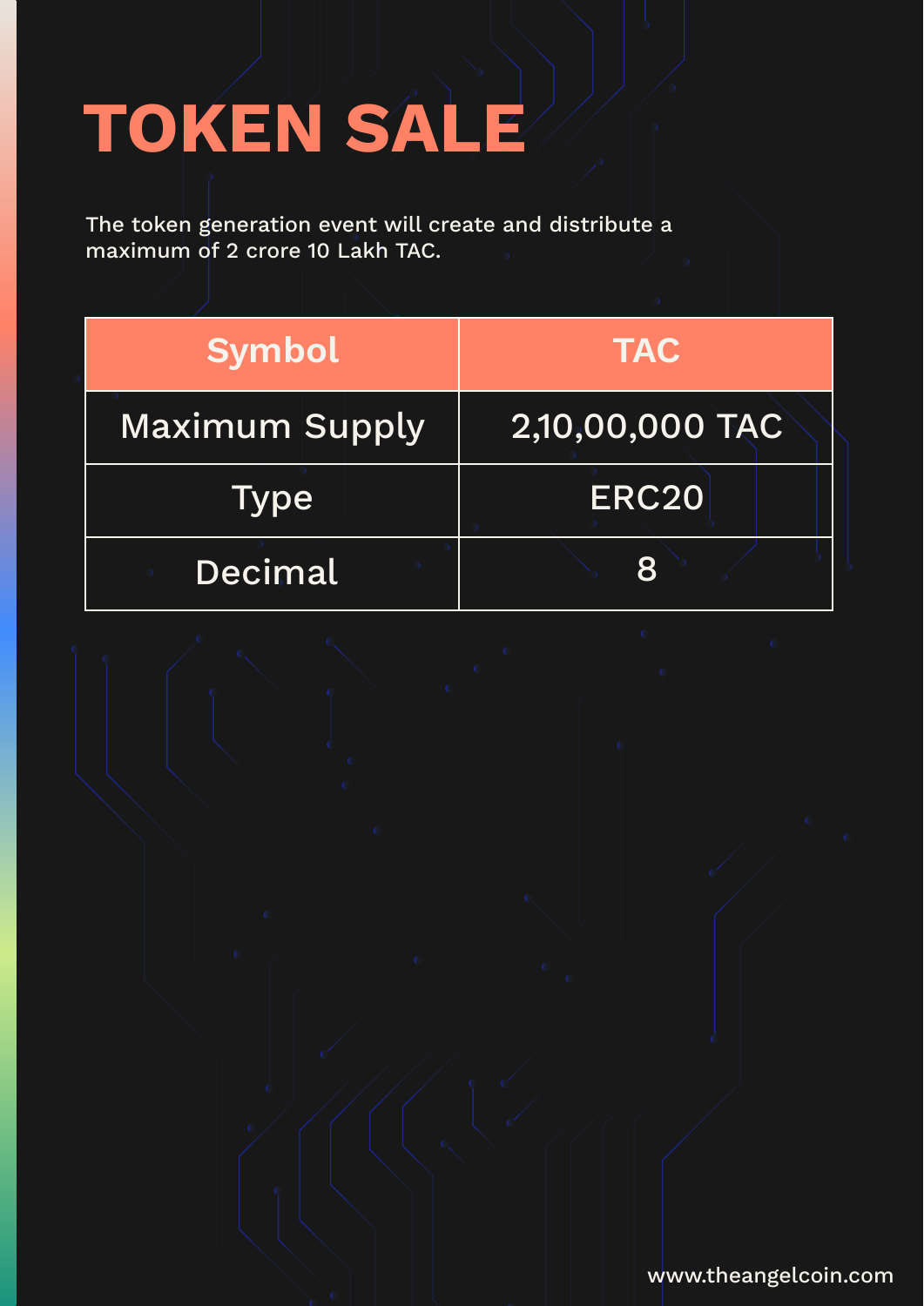# TOKEN SALE

The token generation event will create and distribute a maximum of 2 crore 10 Lakh TAC.

| Symbol | TAC |
| --- | --- |
| Maximum Supply | 2,10,00,000 TAC |
| Type | ERC20 |
| Decimal | 8 |

www.theangelcoin.com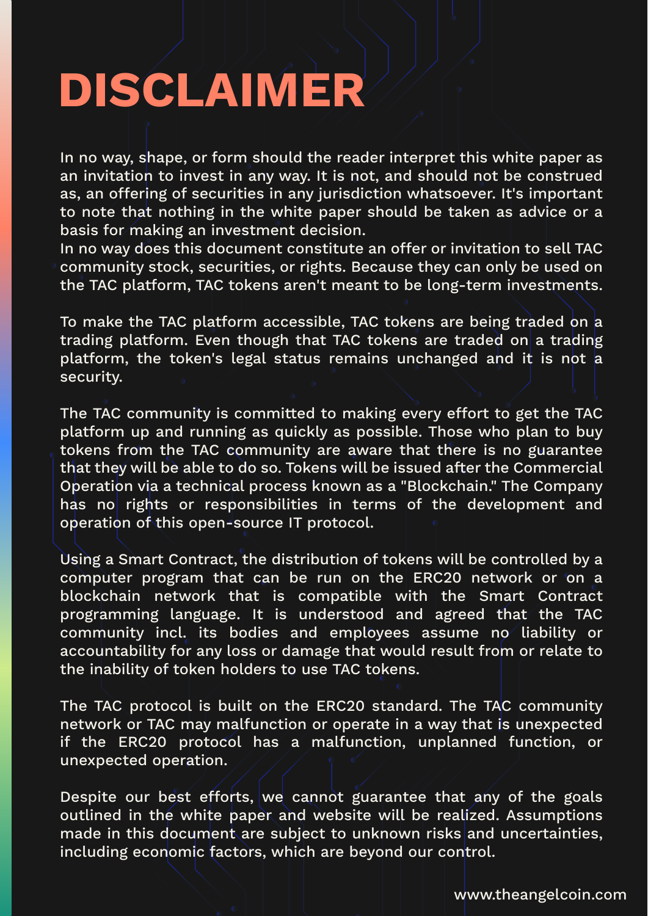# DISCLAIMER

In no way, shape, or form should the reader interpret this white paper as an invitation to invest in any way. It is not, and should not be construed as, an offering of securities in any jurisdiction whatsoever. It's important to note that nothing in the white paper should be taken as advice or a basis for making an investment decision.
In no way does this document constitute an offer or invitation to sell TAC community stock, securities, or rights. Because they can only be used on the TAC platform, TAC tokens aren't meant to be long-term investments.

To make the TAC platform accessible, TAC tokens are being traded on a trading platform. Even though that TAC tokens are traded on a trading platform, the token's legal status remains unchanged and it is not a security.

The TAC community is committed to making every effort to get the TAC platform up and running as quickly as possible. Those who plan to buy tokens from the TAC community are aware that there is no guarantee that they will be able to do so. Tokens will be issued after the Commercial Operation via a technical process known as a "Blockchain." The Company has no rights or responsibilities in terms of the development and operation of this open-source IT protocol.

Using a Smart Contract, the distribution of tokens will be controlled by a computer program that can be run on the ERC20 network or on a blockchain network that is compatible with the Smart Contract programming language. It is understood and agreed that the TAC community incl. its bodies and employees assume no liability or accountability for any loss or damage that would result from or relate to the inability of token holders to use TAC tokens.

The TAC protocol is built on the ERC20 standard. The TAC community network or TAC may malfunction or operate in a way that is unexpected if the ERC20 protocol has a malfunction, unplanned function, or unexpected operation.

Despite our best efforts, we cannot guarantee that any of the goals outlined in the white paper and website will be realized. Assumptions made in this document are subject to unknown risks and uncertainties, including economic factors, which are beyond our control.

www.theangelcoin.com